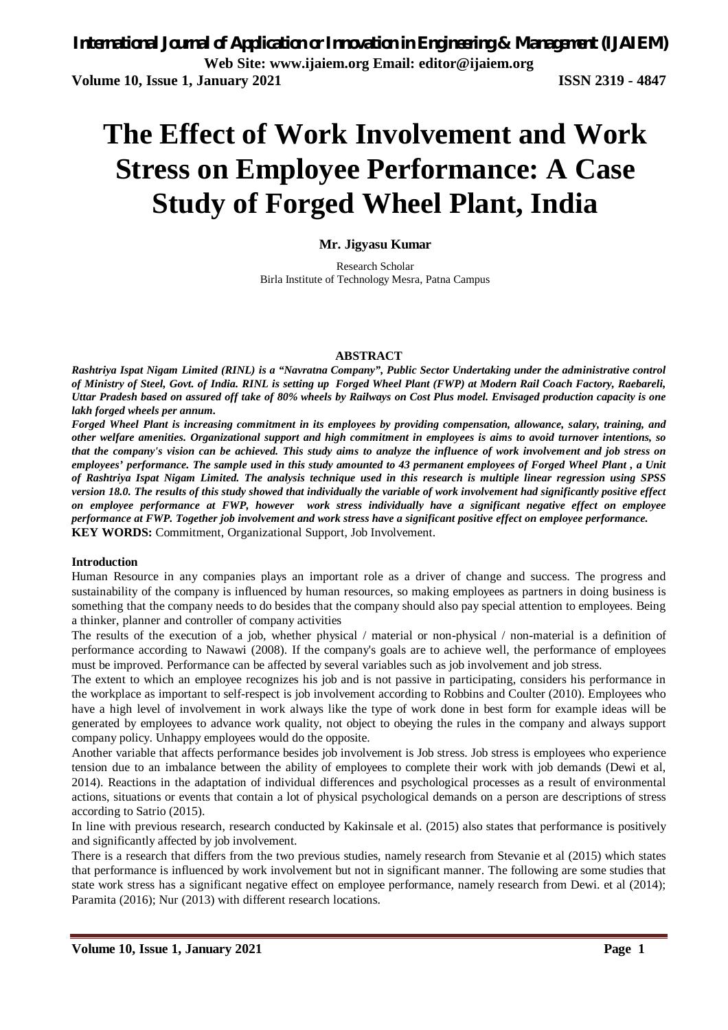# The Effect of Work Involvement and Work Stress on Employee Performance: A Case Study of Forged Wheel Plant, India

**Mr. Jigyasu Kumar**

Research Scholar
Birla Institute of Technology Mesra, Patna Campus

## ABSTRACT

***Rashtriya Ispat Nigam Limited (RINL) is a "Navratna Company", Public Sector Undertaking under the administrative control of Ministry of Steel, Govt. of India. RINL is setting up Forged Wheel Plant (FWP) at Modern Rail Coach Factory, Raebareli, Uttar Pradesh based on assured off take of 80% wheels by Railways on Cost Plus model. Envisaged production capacity is one lakh forged wheels per annum.***

***Forged Wheel Plant is increasing commitment in its employees by providing compensation, allowance, salary, training, and other welfare amenities. Organizational support and high commitment in employees is aims to avoid turnover intentions, so that the company's vision can be achieved. This study aims to analyze the influence of work involvement and job stress on employees' performance. The sample used in this study amounted to 43 permanent employees of Forged Wheel Plant , a Unit of Rashtriya Ispat Nigam Limited. The analysis technique used in this research is multiple linear regression using SPSS version 18.0. The results of this study showed that individually the variable of work involvement had significantly positive effect on employee performance at FWP, however work stress individually have a significant negative effect on employee performance at FWP. Together job involvement and work stress have a significant positive effect on employee performance.***

**KEY WORDS:** Commitment, Organizational Support, Job Involvement.

## Introduction

Human Resource in any companies plays an important role as a driver of change and success. The progress and sustainability of the company is influenced by human resources, so making employees as partners in doing business is something that the company needs to do besides that the company should also pay special attention to employees. Being a thinker, planner and controller of company activities

The results of the execution of a job, whether physical / material or non-physical / non-material is a definition of performance according to Nawawi (2008). If the company's goals are to achieve well, the performance of employees must be improved. Performance can be affected by several variables such as job involvement and job stress.

The extent to which an employee recognizes his job and is not passive in participating, considers his performance in the workplace as important to self-respect is job involvement according to Robbins and Coulter (2010). Employees who have a high level of involvement in work always like the type of work done in best form for example ideas will be generated by employees to advance work quality, not object to obeying the rules in the company and always support company policy. Unhappy employees would do the opposite.

Another variable that affects performance besides job involvement is Job stress. Job stress is employees who experience tension due to an imbalance between the ability of employees to complete their work with job demands (Dewi et al, 2014). Reactions in the adaptation of individual differences and psychological processes as a result of environmental actions, situations or events that contain a lot of physical psychological demands on a person are descriptions of stress according to Satrio (2015).

In line with previous research, research conducted by Kakinsale et al. (2015) also states that performance is positively and significantly affected by job involvement.

There is a research that differs from the two previous studies, namely research from Stevanie et al (2015) which states that performance is influenced by work involvement but not in significant manner. The following are some studies that state work stress has a significant negative effect on employee performance, namely research from Dewi. et al (2014); Paramita (2016); Nur (2013) with different research locations.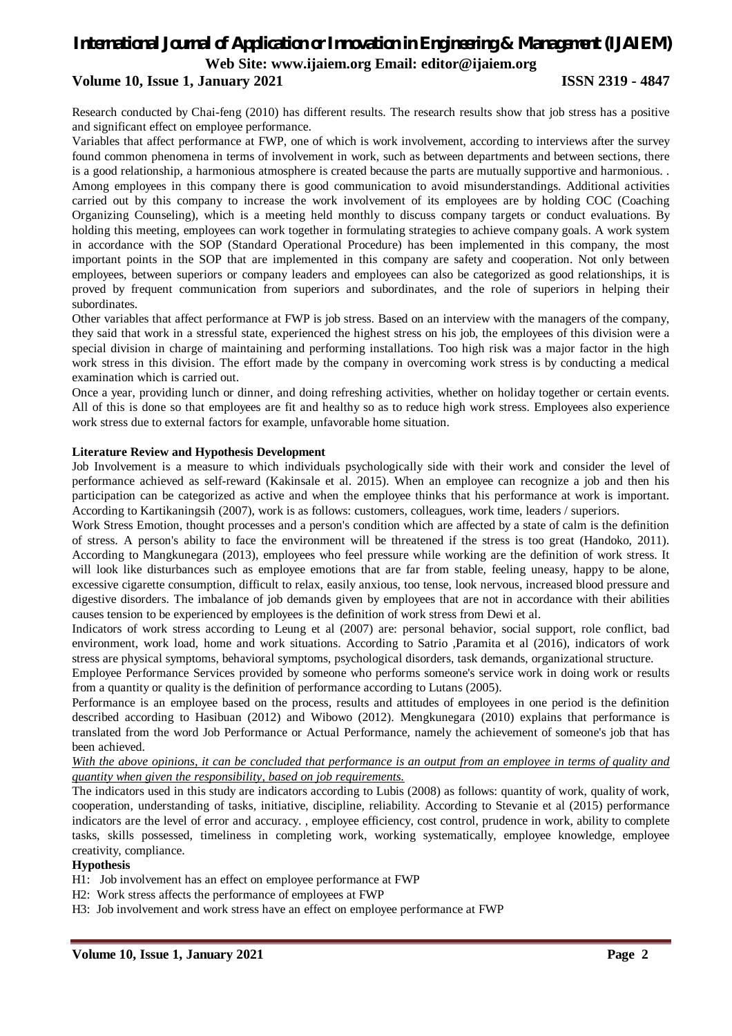Research conducted by Chai-feng (2010) has different results. The research results show that job stress has a positive and significant effect on employee performance.

Variables that affect performance at FWP, one of which is work involvement, according to interviews after the survey found common phenomena in terms of involvement in work, such as between departments and between sections, there is a good relationship, a harmonious atmosphere is created because the parts are mutually supportive and harmonious. . Among employees in this company there is good communication to avoid misunderstandings. Additional activities carried out by this company to increase the work involvement of its employees are by holding COC (Coaching Organizing Counseling), which is a meeting held monthly to discuss company targets or conduct evaluations. By holding this meeting, employees can work together in formulating strategies to achieve company goals. A work system in accordance with the SOP (Standard Operational Procedure) has been implemented in this company, the most important points in the SOP that are implemented in this company are safety and cooperation. Not only between employees, between superiors or company leaders and employees can also be categorized as good relationships, it is proved by frequent communication from superiors and subordinates, and the role of superiors in helping their subordinates.

Other variables that affect performance at FWP is job stress. Based on an interview with the managers of the company, they said that work in a stressful state, experienced the highest stress on his job, the employees of this division were a special division in charge of maintaining and performing installations. Too high risk was a major factor in the high work stress in this division. The effort made by the company in overcoming work stress is by conducting a medical examination which is carried out.

Once a year, providing lunch or dinner, and doing refreshing activities, whether on holiday together or certain events. All of this is done so that employees are fit and healthy so as to reduce high work stress. Employees also experience work stress due to external factors for example, unfavorable home situation.

**Literature Review and Hypothesis Development**

Job Involvement is a measure to which individuals psychologically side with their work and consider the level of performance achieved as self-reward (Kakinsale et al. 2015). When an employee can recognize a job and then his participation can be categorized as active and when the employee thinks that his performance at work is important. According to Kartikaningsih (2007), work is as follows: customers, colleagues, work time, leaders / superiors.

Work Stress Emotion, thought processes and a person's condition which are affected by a state of calm is the definition of stress. A person's ability to face the environment will be threatened if the stress is too great (Handoko, 2011). According to Mangkunegara (2013), employees who feel pressure while working are the definition of work stress. It will look like disturbances such as employee emotions that are far from stable, feeling uneasy, happy to be alone, excessive cigarette consumption, difficult to relax, easily anxious, too tense, look nervous, increased blood pressure and digestive disorders. The imbalance of job demands given by employees that are not in accordance with their abilities causes tension to be experienced by employees is the definition of work stress from Dewi et al.

Indicators of work stress according to Leung et al (2007) are: personal behavior, social support, role conflict, bad environment, work load, home and work situations. According to Satrio ,Paramita et al (2016), indicators of work stress are physical symptoms, behavioral symptoms, psychological disorders, task demands, organizational structure.

Employee Performance Services provided by someone who performs someone's service work in doing work or results from a quantity or quality is the definition of performance according to Lutans (2005).

Performance is an employee based on the process, results and attitudes of employees in one period is the definition described according to Hasibuan (2012) and Wibowo (2012). Mengkunegara (2010) explains that performance is translated from the word Job Performance or Actual Performance, namely the achievement of someone's job that has been achieved.

*With the above opinions, it can be concluded that performance is an output from an employee in terms of quality and quantity when given the responsibility, based on job requirements.*

The indicators used in this study are indicators according to Lubis (2008) as follows: quantity of work, quality of work, cooperation, understanding of tasks, initiative, discipline, reliability. According to Stevanie et al (2015) performance indicators are the level of error and accuracy. , employee efficiency, cost control, prudence in work, ability to complete tasks, skills possessed, timeliness in completing work, working systematically, employee knowledge, employee creativity, compliance.

**Hypothesis**

H1: Job involvement has an effect on employee performance at FWP

H2: Work stress affects the performance of employees at FWP

H3: Job involvement and work stress have an effect on employee performance at FWP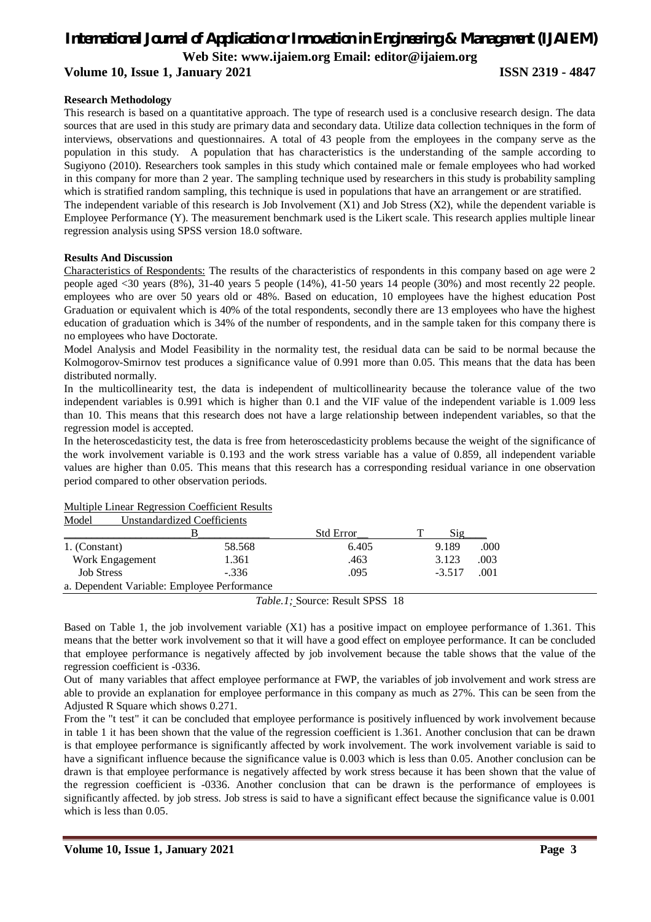**Research Methodology**

This research is based on a quantitative approach. The type of research used is a conclusive research design. The data sources that are used in this study are primary data and secondary data. Utilize data collection techniques in the form of interviews, observations and questionnaires. A total of 43 people from the employees in the company serve as the population in this study. A population that has characteristics is the understanding of the sample according to Sugiyono (2010). Researchers took samples in this study which contained male or female employees who had worked in this company for more than 2 year. The sampling technique used by researchers in this study is probability sampling which is stratified random sampling, this technique is used in populations that have an arrangement or are stratified.

The independent variable of this research is Job Involvement (X1) and Job Stress (X2), while the dependent variable is Employee Performance (Y). The measurement benchmark used is the Likert scale. This research applies multiple linear regression analysis using SPSS version 18.0 software.

**Results And Discussion**

Characteristics of Respondents: The results of the characteristics of respondents in this company based on age were 2 people aged <30 years (8%), 31-40 years 5 people (14%), 41-50 years 14 people (30%) and most recently 22 people. employees who are over 50 years old or 48%. Based on education, 10 employees have the highest education Post Graduation or equivalent which is 40% of the total respondents, secondly there are 13 employees who have the highest education of graduation which is 34% of the number of respondents, and in the sample taken for this company there is no employees who have Doctorate.

Model Analysis and Model Feasibility in the normality test, the residual data can be said to be normal because the Kolmogorov-Smirnov test produces a significance value of 0.991 more than 0.05. This means that the data has been distributed normally.

In the multicollinearity test, the data is independent of multicollinearity because the tolerance value of the two independent variables is 0.991 which is higher than 0.1 and the VIF value of the independent variable is 1.009 less than 10. This means that this research does not have a large relationship between independent variables, so that the regression model is accepted.

In the heteroscedasticity test, the data is free from heteroscedasticity problems because the weight of the significance of the work involvement variable is 0.193 and the work stress variable has a value of 0.859, all independent variable values are higher than 0.05. This means that this research has a corresponding residual variance in one observation period compared to other observation periods.

Multiple Linear Regression Coefficient Results

| Model | Unstandardized Coefficients B | Std Error | T | Sig |
|---|---|---|---|---|
| 1. (Constant) | 58.568 | 6.405 | 9.189 | .000 |
| Work Engagement | 1.361 | .463 | 3.123 | .003 |
| Job Stress | -.336 | .095 | -3.517 | .001 |

a. Dependent Variable: Employee Performance

*Table.1;* Source: Result SPSS 18

Based on Table 1, the job involvement variable (X1) has a positive impact on employee performance of 1.361. This means that the better work involvement so that it will have a good effect on employee performance. It can be concluded that employee performance is negatively affected by job involvement because the table shows that the value of the regression coefficient is -0336.

Out of many variables that affect employee performance at FWP, the variables of job involvement and work stress are able to provide an explanation for employee performance in this company as much as 27%. This can be seen from the Adjusted R Square which shows 0.271.

From the "t test" it can be concluded that employee performance is positively influenced by work involvement because in table 1 it has been shown that the value of the regression coefficient is 1.361. Another conclusion that can be drawn is that employee performance is significantly affected by work involvement. The work involvement variable is said to have a significant influence because the significance value is 0.003 which is less than 0.05. Another conclusion can be drawn is that employee performance is negatively affected by work stress because it has been shown that the value of the regression coefficient is -0336. Another conclusion that can be drawn is the performance of employees is significantly affected. by job stress. Job stress is said to have a significant effect because the significance value is 0.001 which is less than 0.05.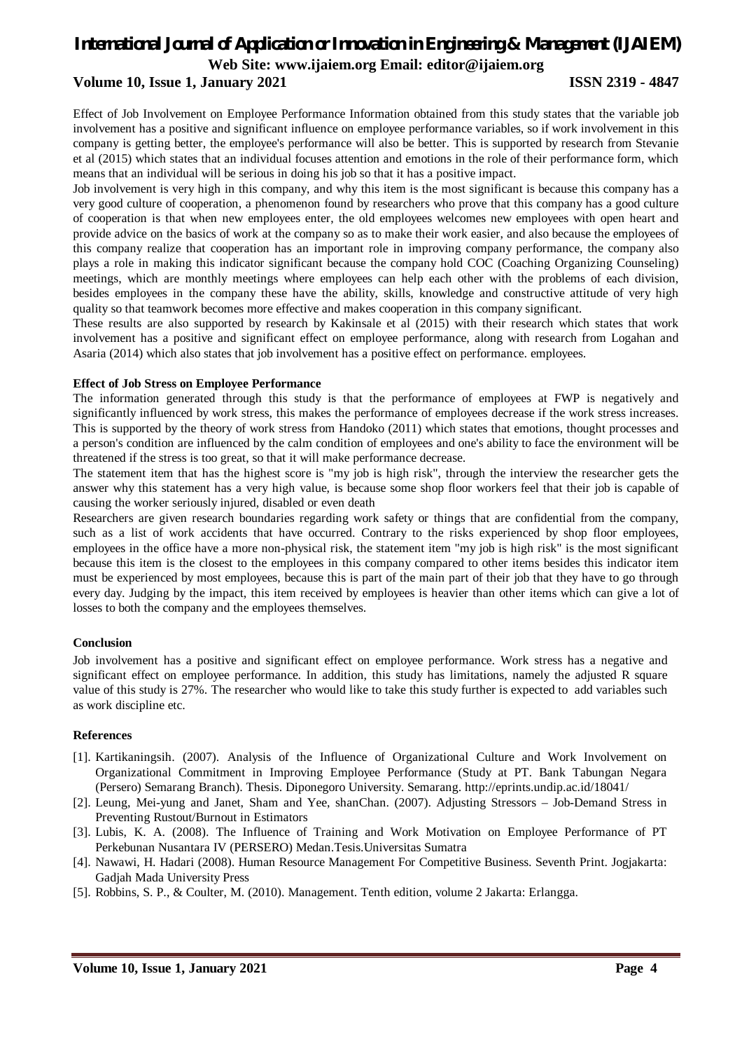Effect of Job Involvement on Employee Performance Information obtained from this study states that the variable job involvement has a positive and significant influence on employee performance variables, so if work involvement in this company is getting better, the employee's performance will also be better. This is supported by research from Stevanie et al (2015) which states that an individual focuses attention and emotions in the role of their performance form, which means that an individual will be serious in doing his job so that it has a positive impact.

Job involvement is very high in this company, and why this item is the most significant is because this company has a very good culture of cooperation, a phenomenon found by researchers who prove that this company has a good culture of cooperation is that when new employees enter, the old employees welcomes new employees with open heart and provide advice on the basics of work at the company so as to make their work easier, and also because the employees of this company realize that cooperation has an important role in improving company performance, the company also plays a role in making this indicator significant because the company hold COC (Coaching Organizing Counseling) meetings, which are monthly meetings where employees can help each other with the problems of each division, besides employees in the company these have the ability, skills, knowledge and constructive attitude of very high quality so that teamwork becomes more effective and makes cooperation in this company significant.

These results are also supported by research by Kakinsale et al (2015) with their research which states that work involvement has a positive and significant effect on employee performance, along with research from Logahan and Asaria (2014) which also states that job involvement has a positive effect on performance. employees.

**Effect of Job Stress on Employee Performance**

The information generated through this study is that the performance of employees at FWP is negatively and significantly influenced by work stress, this makes the performance of employees decrease if the work stress increases. This is supported by the theory of work stress from Handoko (2011) which states that emotions, thought processes and a person's condition are influenced by the calm condition of employees and one's ability to face the environment will be threatened if the stress is too great, so that it will make performance decrease.

The statement item that has the highest score is "my job is high risk", through the interview the researcher gets the answer why this statement has a very high value, is because some shop floor workers feel that their job is capable of causing the worker seriously injured, disabled or even death

Researchers are given research boundaries regarding work safety or things that are confidential from the company, such as a list of work accidents that have occurred. Contrary to the risks experienced by shop floor employees, employees in the office have a more non-physical risk, the statement item "my job is high risk" is the most significant because this item is the closest to the employees in this company compared to other items besides this indicator item must be experienced by most employees, because this is part of the main part of their job that they have to go through every day. Judging by the impact, this item received by employees is heavier than other items which can give a lot of losses to both the company and the employees themselves.

**Conclusion**

Job involvement has a positive and significant effect on employee performance. Work stress has a negative and significant effect on employee performance. In addition, this study has limitations, namely the adjusted R square value of this study is 27%. The researcher who would like to take this study further is expected to add variables such as work discipline etc.

**References**

[1]. Kartikaningsih. (2007). Analysis of the Influence of Organizational Culture and Work Involvement on Organizational Commitment in Improving Employee Performance (Study at PT. Bank Tabungan Negara (Persero) Semarang Branch). Thesis. Diponegoro University. Semarang. http://eprints.undip.ac.id/18041/

[2]. Leung, Mei-yung and Janet, Sham and Yee, shanChan. (2007). Adjusting Stressors – Job-Demand Stress in Preventing Rustout/Burnout in Estimators

[3]. Lubis, K. A. (2008). The Influence of Training and Work Motivation on Employee Performance of PT Perkebunan Nusantara IV (PERSERO) Medan.Tesis.Universitas Sumatra

[4]. Nawawi, H. Hadari (2008). Human Resource Management For Competitive Business. Seventh Print. Jogjakarta: Gadjah Mada University Press

[5]. Robbins, S. P., & Coulter, M. (2010). Management. Tenth edition, volume 2 Jakarta: Erlangga.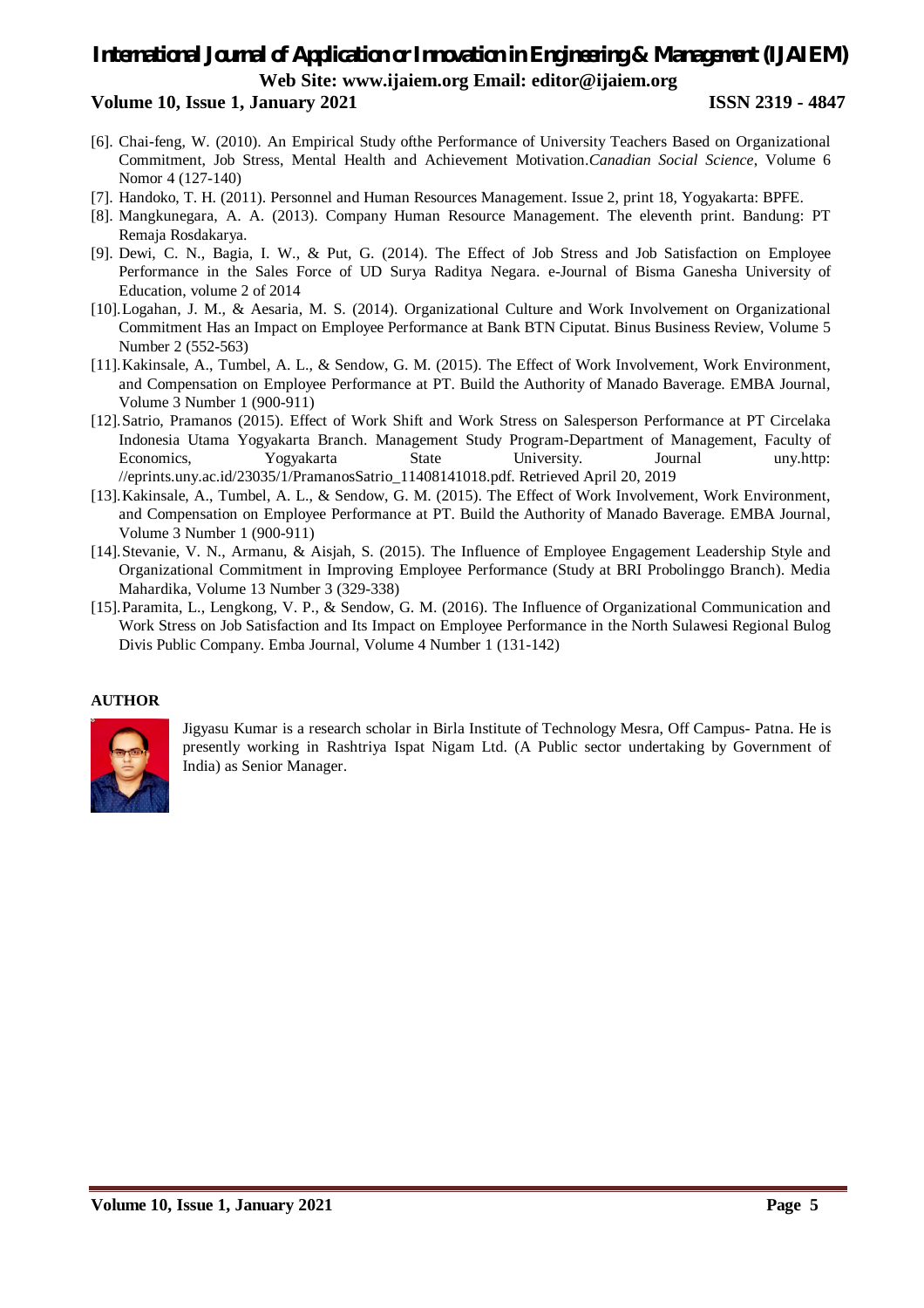[6]. Chai-feng, W. (2010). An Empirical Study ofthe Performance of University Teachers Based on Organizational Commitment, Job Stress, Mental Health and Achievement Motivation.*Canadian Social Science*, Volume 6 Nomor 4 (127-140)

[7]. Handoko, T. H. (2011). Personnel and Human Resources Management. Issue 2, print 18, Yogyakarta: BPFE.

[8]. Mangkunegara, A. A. (2013). Company Human Resource Management. The eleventh print. Bandung: PT Remaja Rosdakarya.

[9]. Dewi, C. N., Bagia, I. W., & Put, G. (2014). The Effect of Job Stress and Job Satisfaction on Employee Performance in the Sales Force of UD Surya Raditya Negara. e-Journal of Bisma Ganesha University of Education, volume 2 of 2014

[10]. Logahan, J. M., & Aesaria, M. S. (2014). Organizational Culture and Work Involvement on Organizational Commitment Has an Impact on Employee Performance at Bank BTN Ciputat. Binus Business Review, Volume 5 Number 2 (552-563)

[11]. Kakinsale, A., Tumbel, A. L., & Sendow, G. M. (2015). The Effect of Work Involvement, Work Environment, and Compensation on Employee Performance at PT. Build the Authority of Manado Baverage. EMBA Journal, Volume 3 Number 1 (900-911)

[12]. Satrio, Pramanos (2015). Effect of Work Shift and Work Stress on Salesperson Performance at PT Circelaka Indonesia Utama Yogyakarta Branch. Management Study Program-Department of Management, Faculty of Economics, Yogyakarta State University. Journal uny.http: //eprints.uny.ac.id/23035/1/PramanosSatrio_11408141018.pdf. Retrieved April 20, 2019

[13]. Kakinsale, A., Tumbel, A. L., & Sendow, G. M. (2015). The Effect of Work Involvement, Work Environment, and Compensation on Employee Performance at PT. Build the Authority of Manado Baverage. EMBA Journal, Volume 3 Number 1 (900-911)

[14]. Stevanie, V. N., Armanu, & Aisjah, S. (2015). The Influence of Employee Engagement Leadership Style and Organizational Commitment in Improving Employee Performance (Study at BRI Probolinggo Branch). Media Mahardika, Volume 13 Number 3 (329-338)

[15]. Paramita, L., Lengkong, V. P., & Sendow, G. M. (2016). The Influence of Organizational Communication and Work Stress on Job Satisfaction and Its Impact on Employee Performance in the North Sulawesi Regional Bulog Divis Public Company. Emba Journal, Volume 4 Number 1 (131-142)

## AUTHOR

Jigyasu Kumar is a research scholar in Birla Institute of Technology Mesra, Off Campus- Patna. He is presently working in Rashtriya Ispat Nigam Ltd. (A Public sector undertaking by Government of India) as Senior Manager.